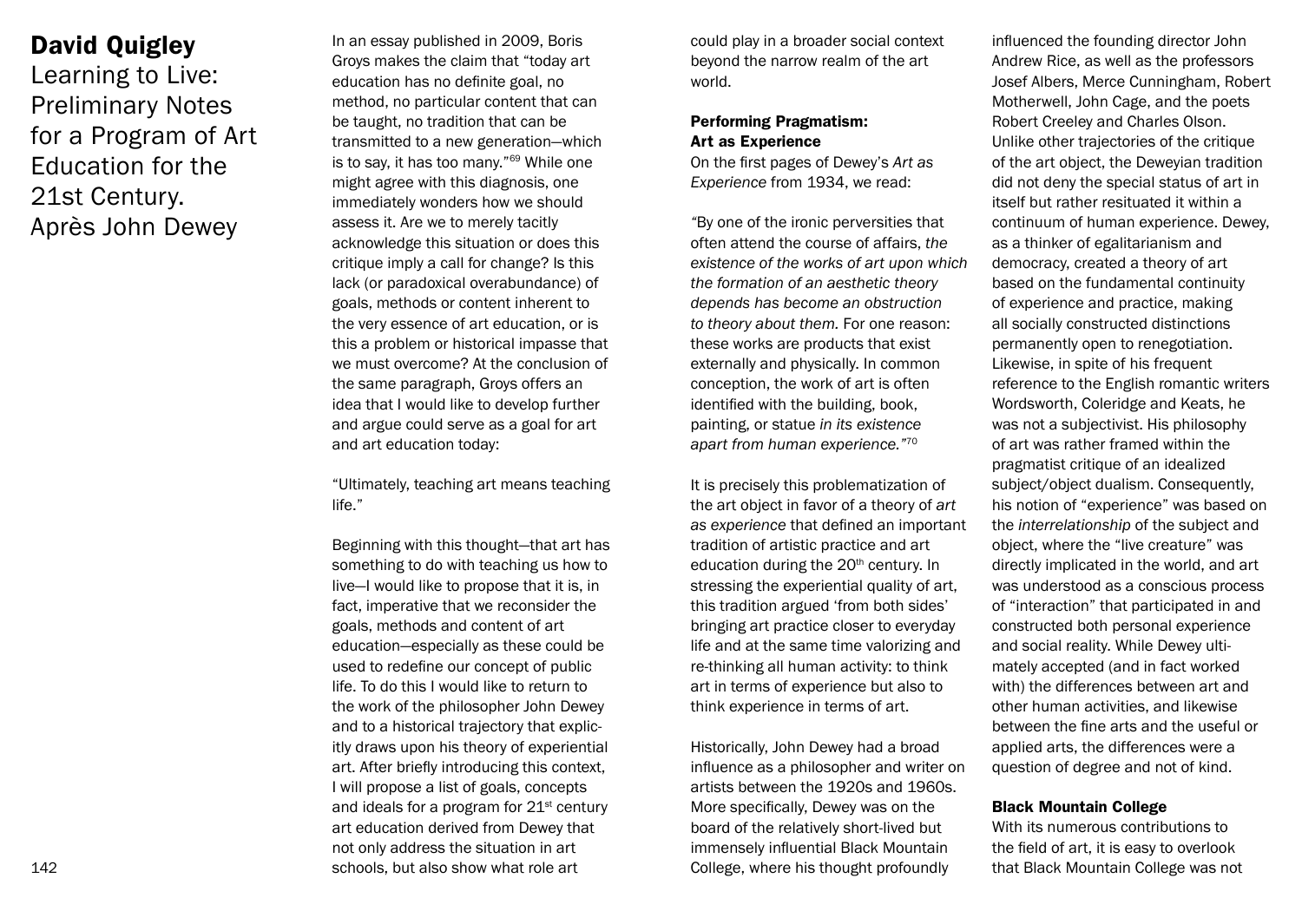# David Quigley

## Learning to Live: Preliminary Notes for a Program of Art Education for the 21st Century. Après John Dewey

In an essay published in 2009, Boris Groys makes the claim that "today art education has no definite goal, no method, no particular content that can be taught, no tradition that can be transmitted to a new generation—which is to say, it has too many."[69] While one might agree with this diagnosis, one immediately wonders how we should assess it. Are we to merely tacitly acknowledge this situation or does this critique imply a call for change? Is this lack (or paradoxical overabundance) of goals, methods or content inherent to the very essence of art education, or is this a problem or historical impasse that we must overcome? At the conclusion of the same paragraph, Groys offers an idea that I would like to develop further and argue could serve as a goal for art and art education today:

"Ultimately, teaching art means teaching life."

Beginning with this thought—that art has something to do with teaching us how to live—I would like to propose that it is, in fact, imperative that we reconsider the goals, methods and content of art education—especially as these could be used to redefine our concept of public life. To do this I would like to return to the work of the philosopher John Dewey and to a historical trajectory that explicitly draws upon his theory of experiential art. After briefly introducing this context, I will propose a list of goals, concepts and ideals for a program for 21st century art education derived from Dewey that not only address the situation in art schools, but also show what role art could play in a broader social context beyond the narrow realm of the art world.

### Performing Pragmatism: Art as Experience

On the first pages of Dewey's *Art as Experience* from 1934, we read:

"By one of the ironic perversities that often attend the course of affairs, *the existence of the works of art upon which the formation of an aesthetic theory depends has become an obstruction to theory about them.* For one reason: these works are products that exist externally and physically. In common conception, the work of art is often identified with the building, book, painting, or statue *in its existence apart from human experience.*"[70]

It is precisely this problematization of the art object in favor of a theory of *art as experience* that defined an important tradition of artistic practice and art education during the 20th century. In stressing the experiential quality of art, this tradition argued 'from both sides' bringing art practice closer to everyday life and at the same time valorizing and re-thinking all human activity: to think art in terms of experience but also to think experience in terms of art.

Historically, John Dewey had a broad influence as a philosopher and writer on artists between the 1920s and 1960s. More specifically, Dewey was on the board of the relatively short-lived but immensely influential Black Mountain College, where his thought profoundly influenced the founding director John Andrew Rice, as well as the professors Josef Albers, Merce Cunningham, Robert Motherwell, John Cage, and the poets Robert Creeley and Charles Olson. Unlike other trajectories of the critique of the art object, the Deweyian tradition did not deny the special status of art in itself but rather resituated it within a continuum of human experience. Dewey, as a thinker of egalitarianism and democracy, created a theory of art based on the fundamental continuity of experience and practice, making all socially constructed distinctions permanently open to renegotiation. Likewise, in spite of his frequent reference to the English romantic writers Wordsworth, Coleridge and Keats, he was not a subjectivist. His philosophy of art was rather framed within the pragmatist critique of an idealized subject/object dualism. Consequently, his notion of "experience" was based on the *interrelationship* of the subject and object, where the "live creature" was directly implicated in the world, and art was understood as a conscious process of "interaction" that participated in and constructed both personal experience and social reality. While Dewey ultimately accepted (and in fact worked with) the differences between art and other human activities, and likewise between the fine arts and the useful or applied arts, the differences were a question of degree and not of kind.

### Black Mountain College

With its numerous contributions to the field of art, it is easy to overlook that Black Mountain College was not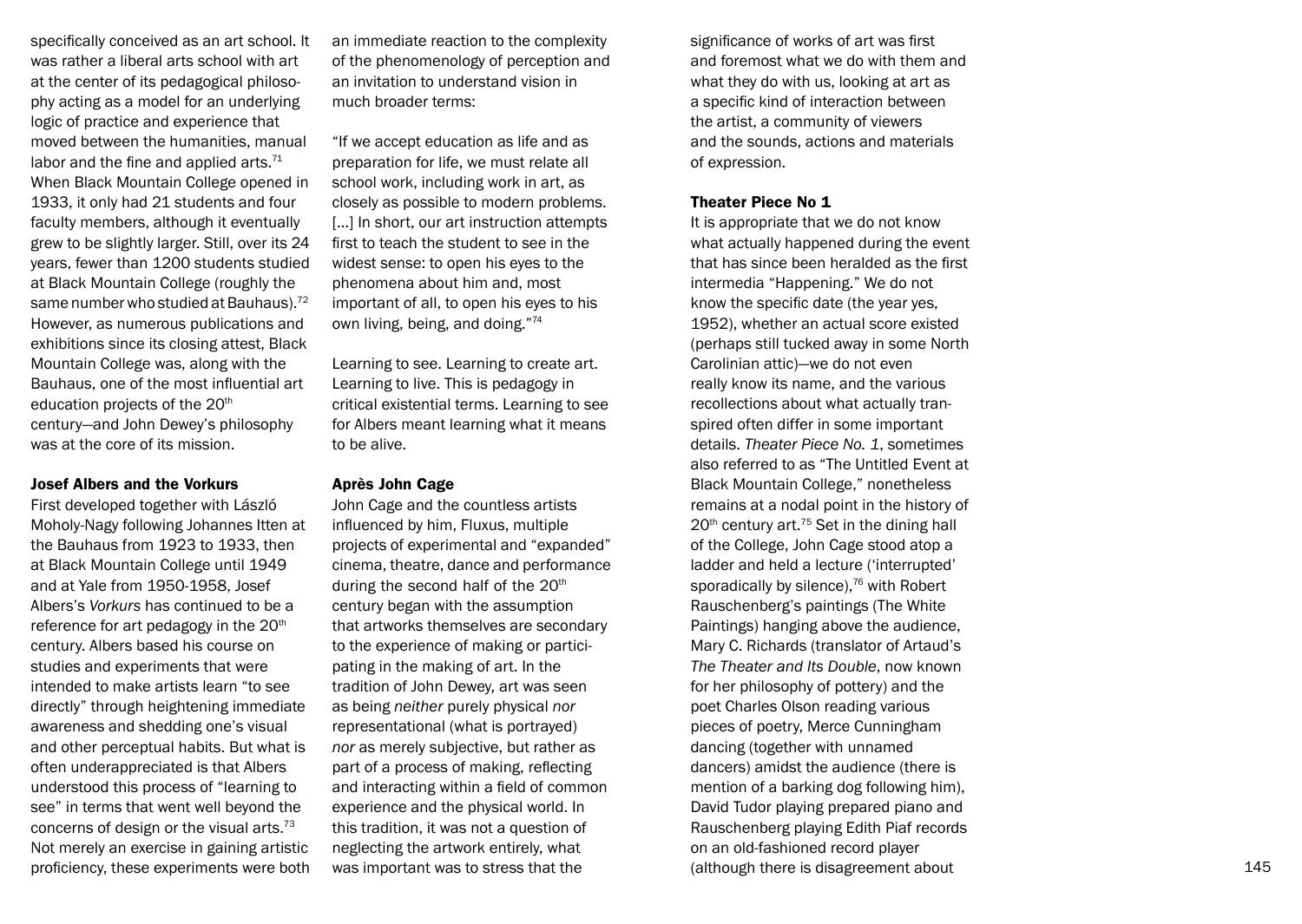specifically conceived as an art school. It was rather a liberal arts school with art at the center of its pedagogical philosophy acting as a model for an underlying logic of practice and experience that moved between the humanities, manual labor and the fine and applied arts.[71] When Black Mountain College opened in 1933, it only had 21 students and four faculty members, although it eventually grew to be slightly larger. Still, over its 24 years, fewer than 1200 students studied at Black Mountain College (roughly the same number who studied at Bauhaus).[72] However, as numerous publications and exhibitions since its closing attest, Black Mountain College was, along with the Bauhaus, one of the most influential art education projects of the 20th century—and John Dewey's philosophy was at the core of its mission.

### Josef Albers and the Vorkurs

First developed together with László Moholy-Nagy following Johannes Itten at the Bauhaus from 1923 to 1933, then at Black Mountain College until 1949 and at Yale from 1950-1958, Josef Albers's *Vorkurs* has continued to be a reference for art pedagogy in the 20th century. Albers based his course on studies and experiments that were intended to make artists learn "to see directly" through heightening immediate awareness and shedding one's visual and other perceptual habits. But what is often underappreciated is that Albers understood this process of "learning to see" in terms that went well beyond the concerns of design or the visual arts.[73] Not merely an exercise in gaining artistic proficiency, these experiments were both an immediate reaction to the complexity of the phenomenology of perception and an invitation to understand vision in much broader terms:

"If we accept education as life and as preparation for life, we must relate all school work, including work in art, as closely as possible to modern problems. [...] In short, our art instruction attempts first to teach the student to see in the widest sense: to open his eyes to the phenomena about him and, most important of all, to open his eyes to his own living, being, and doing."[74]

Learning to see. Learning to create art. Learning to live. This is pedagogy in critical existential terms. Learning to see for Albers meant learning what it means to be alive.

### Après John Cage

John Cage and the countless artists influenced by him, Fluxus, multiple projects of experimental and "expanded" cinema, theatre, dance and performance during the second half of the 20th century began with the assumption that artworks themselves are secondary to the experience of making or participating in the making of art. In the tradition of John Dewey, art was seen as being *neither* purely physical *nor* representational (what is portrayed) *nor* as merely subjective, but rather as part of a process of making, reflecting and interacting within a field of common experience and the physical world. In this tradition, it was not a question of neglecting the artwork entirely, what was important was to stress that the significance of works of art was first and foremost what we do with them and what they do with us, looking at art as a specific kind of interaction between the artist, a community of viewers and the sounds, actions and materials of expression.

### Theater Piece No 1

It is appropriate that we do not know what actually happened during the event that has since been heralded as the first intermedia "Happening." We do not know the specific date (the year yes, 1952), whether an actual score existed (perhaps still tucked away in some North Carolinian attic)—we do not even really know its name, and the various recollections about what actually transpired often differ in some important details. *Theater Piece No. 1*, sometimes also referred to as "The Untitled Event at Black Mountain College," nonetheless remains at a nodal point in the history of 20th century art.[75] Set in the dining hall of the College, John Cage stood atop a ladder and held a lecture ('interrupted' sporadically by silence),[76] with Robert Rauschenberg's paintings (The White Paintings) hanging above the audience, Mary C. Richards (translator of Artaud's *The Theater and Its Double*, now known for her philosophy of pottery) and the poet Charles Olson reading various pieces of poetry, Merce Cunningham dancing (together with unnamed dancers) amidst the audience (there is mention of a barking dog following him), David Tudor playing prepared piano and Rauschenberg playing Edith Piaf records on an old-fashioned record player (although there is disagreement about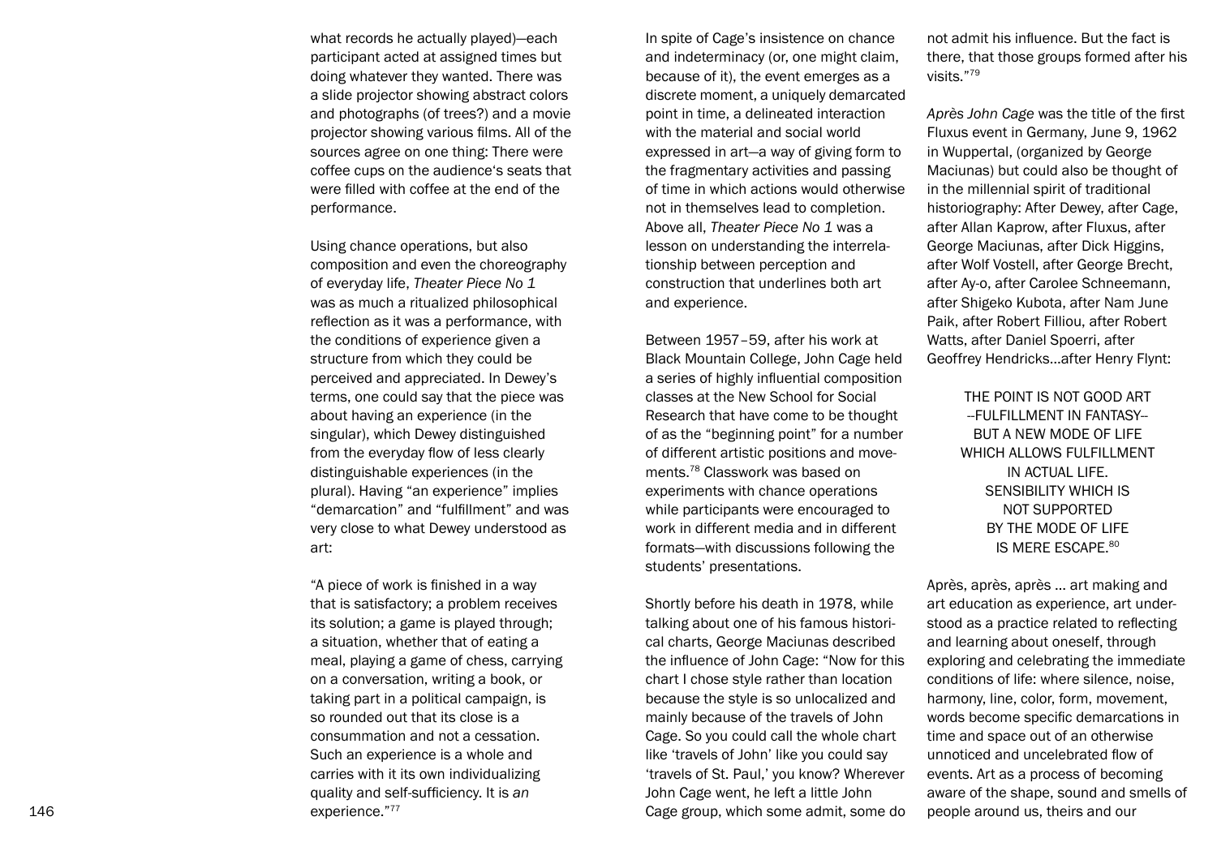what records he actually played)—each participant acted at assigned times but doing whatever they wanted. There was a slide projector showing abstract colors and photographs (of trees?) and a movie projector showing various films. All of the sources agree on one thing: There were coffee cups on the audience's seats that were filled with coffee at the end of the performance.

Using chance operations, but also composition and even the choreography of everyday life, *Theater Piece No 1* was as much a ritualized philosophical reflection as it was a performance, with the conditions of experience given a structure from which they could be perceived and appreciated. In Dewey's terms, one could say that the piece was about having an experience (in the singular), which Dewey distinguished from the everyday flow of less clearly distinguishable experiences (in the plural). Having "an experience" implies "demarcation" and "fulfillment" and was very close to what Dewey understood as art:

"A piece of work is finished in a way that is satisfactory; a problem receives its solution; a game is played through; a situation, whether that of eating a meal, playing a game of chess, carrying on a conversation, writing a book, or taking part in a political campaign, is so rounded out that its close is a consummation and not a cessation. Such an experience is a whole and carries with it its own individualizing quality and self-sufficiency. It is *an* experience."[77]

In spite of Cage's insistence on chance and indeterminacy (or, one might claim, because of it), the event emerges as a discrete moment, a uniquely demarcated point in time, a delineated interaction with the material and social world expressed in art—a way of giving form to the fragmentary activities and passing of time in which actions would otherwise not in themselves lead to completion. Above all, *Theater Piece No 1* was a lesson on understanding the interrelationship between perception and construction that underlines both art and experience.

Between 1957–59, after his work at Black Mountain College, John Cage held a series of highly influential composition classes at the New School for Social Research that have come to be thought of as the "beginning point" for a number of different artistic positions and movements.[78] Classwork was based on experiments with chance operations while participants were encouraged to work in different media and in different formats—with discussions following the students' presentations.

Shortly before his death in 1978, while talking about one of his famous historical charts, George Maciunas described the influence of John Cage: "Now for this chart I chose style rather than location because the style is so unlocalized and mainly because of the travels of John Cage. So you could call the whole chart like 'travels of John' like you could say 'travels of St. Paul,' you know? Wherever John Cage went, he left a little John Cage group, which some admit, some do not admit his influence. But the fact is there, that those groups formed after his visits."[79]

*Après John Cage* was the title of the first Fluxus event in Germany, June 9, 1962 in Wuppertal, (organized by George Maciunas) but could also be thought of in the millennial spirit of traditional historiography: After Dewey, after Cage, after Allan Kaprow, after Fluxus, after George Maciunas, after Dick Higgins, after Wolf Vostell, after George Brecht, after Ay-o, after Carolee Schneemann, after Shigeko Kubota, after Nam June Paik, after Robert Filliou, after Robert Watts, after Daniel Spoerri, after Geoffrey Hendricks…after Henry Flynt:

THE POINT IS NOT GOOD ART
--FULFILLMENT IN FANTASY--
BUT A NEW MODE OF LIFE
WHICH ALLOWS FULFILLMENT
IN ACTUAL LIFE.
SENSIBILITY WHICH IS
NOT SUPPORTED
BY THE MODE OF LIFE
IS MERE ESCAPE.[80]

Après, après, après … art making and art education as experience, art understood as a practice related to reflecting and learning about oneself, through exploring and celebrating the immediate conditions of life: where silence, noise, harmony, line, color, form, movement, words become specific demarcations in time and space out of an otherwise unnoticed and uncelebrated flow of events. Art as a process of becoming aware of the shape, sound and smells of people around us, theirs and our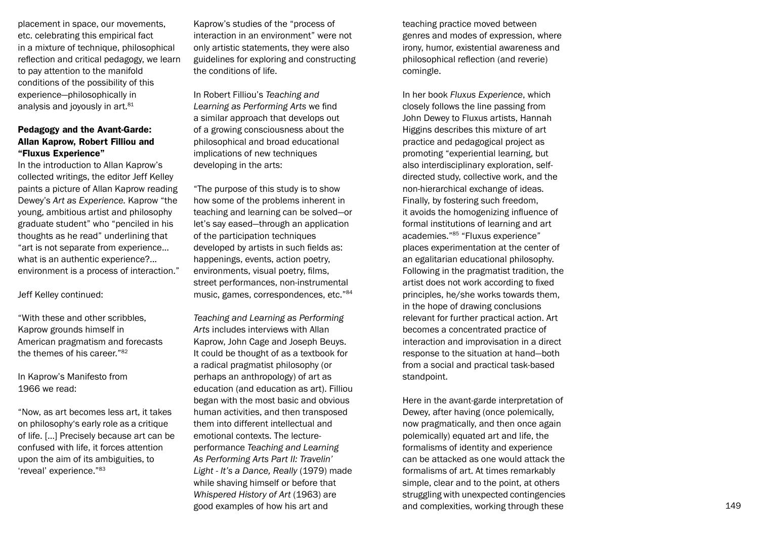placement in space, our movements, etc. celebrating this empirical fact in a mixture of technique, philosophical reflection and critical pedagogy, we learn to pay attention to the manifold conditions of the possibility of this experience—philosophically in analysis and joyously in art.[81]

## Pedagogy and the Avant-Garde: Allan Kaprow, Robert Filliou and "Fluxus Experience"

In the introduction to Allan Kaprow's collected writings, the editor Jeff Kelley paints a picture of Allan Kaprow reading Dewey's *Art as Experience.* Kaprow "the young, ambitious artist and philosophy graduate student" who "penciled in his thoughts as he read" underlining that "art is not separate from experience… what is an authentic experience?… environment is a process of interaction."

Jeff Kelley continued:

"With these and other scribbles, Kaprow grounds himself in American pragmatism and forecasts the themes of his career."[82]

In Kaprow's Manifesto from 1966 we read:

"Now, as art becomes less art, it takes on philosophy's early role as a critique of life. […] Precisely because art can be confused with life, it forces attention upon the aim of its ambiguities, to 'reveal' experience."[83]

Kaprow's studies of the "process of interaction in an environment" were not only artistic statements, they were also guidelines for exploring and constructing the conditions of life.

In Robert Filliou's *Teaching and Learning as Performing Arts* we find a similar approach that develops out of a growing consciousness about the philosophical and broad educational implications of new techniques developing in the arts:

"The purpose of this study is to show how some of the problems inherent in teaching and learning can be solved—or let's say eased—through an application of the participation techniques developed by artists in such fields as: happenings, events, action poetry, environments, visual poetry, films, street performances, non-instrumental music, games, correspondences, etc."[84]

*Teaching and Learning as Performing Arts* includes interviews with Allan Kaprow, John Cage and Joseph Beuys. It could be thought of as a textbook for a radical pragmatist philosophy (or perhaps an anthropology) of art as education (and education as art). Filliou began with the most basic and obvious human activities, and then transposed them into different intellectual and emotional contexts. The lecture-performance *Teaching and Learning As Performing Arts Part II: Travelin' Light - It's a Dance, Really* (1979) made while shaving himself or before that *Whispered History of Art* (1963) are good examples of how his art and teaching practice moved between genres and modes of expression, where irony, humor, existential awareness and philosophical reflection (and reverie) comingle.

In her book *Fluxus Experience*, which closely follows the line passing from John Dewey to Fluxus artists, Hannah Higgins describes this mixture of art practice and pedagogical project as promoting "experiential learning, but also interdisciplinary exploration, self-directed study, collective work, and the non-hierarchical exchange of ideas. Finally, by fostering such freedom, it avoids the homogenizing influence of formal institutions of learning and art academies."[85] "Fluxus experience" places experimentation at the center of an egalitarian educational philosophy. Following in the pragmatist tradition, the artist does not work according to fixed principles, he/she works towards them, in the hope of drawing conclusions relevant for further practical action. Art becomes a concentrated practice of interaction and improvisation in a direct response to the situation at hand—both from a social and practical task-based standpoint.

Here in the avant-garde interpretation of Dewey, after having (once polemically, now pragmatically, and then once again polemically) equated art and life, the formalisms of identity and experience can be attacked as one would attack the formalisms of art. At times remarkably simple, clear and to the point, at others struggling with unexpected contingencies and complexities, working through these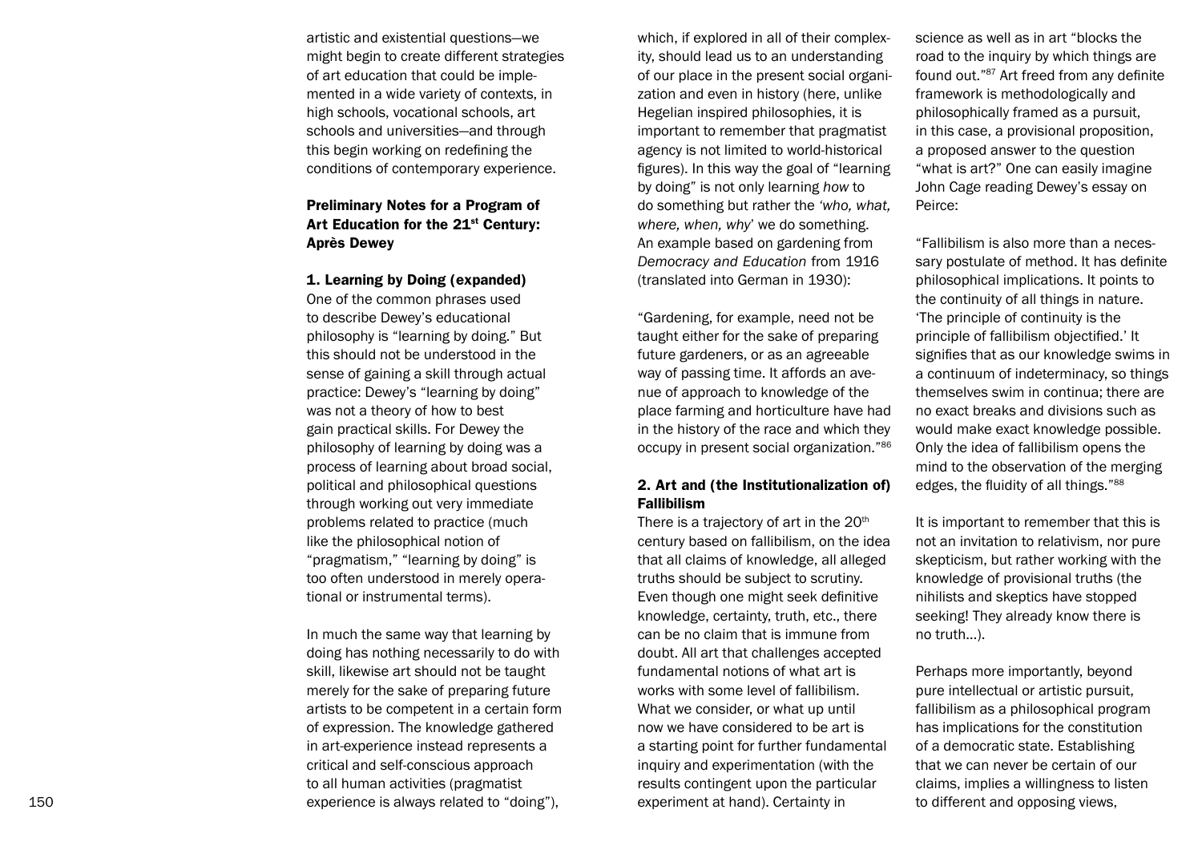artistic and existential questions—we might begin to create different strategies of art education that could be implemented in a wide variety of contexts, in high schools, vocational schools, art schools and universities—and through this begin working on redefining the conditions of contemporary experience.

## Preliminary Notes for a Program of Art Education for the 21st Century: Après Dewey

### 1. Learning by Doing (expanded)

One of the common phrases used to describe Dewey's educational philosophy is "learning by doing." But this should not be understood in the sense of gaining a skill through actual practice: Dewey's "learning by doing" was not a theory of how to best gain practical skills. For Dewey the philosophy of learning by doing was a process of learning about broad social, political and philosophical questions through working out very immediate problems related to practice (much like the philosophical notion of "pragmatism," "learning by doing" is too often understood in merely operational or instrumental terms).

In much the same way that learning by doing has nothing necessarily to do with skill, likewise art should not be taught merely for the sake of preparing future artists to be competent in a certain form of expression. The knowledge gathered in art-experience instead represents a critical and self-conscious approach to all human activities (pragmatist experience is always related to "doing"), which, if explored in all of their complexity, should lead us to an understanding of our place in the present social organization and even in history (here, unlike Hegelian inspired philosophies, it is important to remember that pragmatist agency is not limited to world-historical figures). In this way the goal of "learning by doing" is not only learning *how* to do something but rather the *'who, what, where, when, why'* we do something. An example based on gardening from *Democracy and Education* from 1916 (translated into German in 1930):

"Gardening, for example, need not be taught either for the sake of preparing future gardeners, or as an agreeable way of passing time. It affords an avenue of approach to knowledge of the place farming and horticulture have had in the history of the race and which they occupy in present social organization."[86]

### 2. Art and (the Institutionalization of) Fallibilism

There is a trajectory of art in the 20th century based on fallibilism, on the idea that all claims of knowledge, all alleged truths should be subject to scrutiny. Even though one might seek definitive knowledge, certainty, truth, etc., there can be no claim that is immune from doubt. All art that challenges accepted fundamental notions of what art is works with some level of fallibilism. What we consider, or what up until now we have considered to be art is a starting point for further fundamental inquiry and experimentation (with the results contingent upon the particular experiment at hand). Certainty in science as well as in art "blocks the road to the inquiry by which things are found out."[87] Art freed from any definite framework is methodologically and philosophically framed as a pursuit, in this case, a provisional proposition, a proposed answer to the question "what is art?" One can easily imagine John Cage reading Dewey's essay on Peirce:

"Fallibilism is also more than a necessary postulate of method. It has definite philosophical implications. It points to the continuity of all things in nature. 'The principle of continuity is the principle of fallibilism objectified.' It signifies that as our knowledge swims in a continuum of indeterminacy, so things themselves swim in continua; there are no exact breaks and divisions such as would make exact knowledge possible. Only the idea of fallibilism opens the mind to the observation of the merging edges, the fluidity of all things."[88]

It is important to remember that this is not an invitation to relativism, nor pure skepticism, but rather working with the knowledge of provisional truths (the nihilists and skeptics have stopped seeking! They already know there is no truth…).

Perhaps more importantly, beyond pure intellectual or artistic pursuit, fallibilism as a philosophical program has implications for the constitution of a democratic state. Establishing that we can never be certain of our claims, implies a willingness to listen to different and opposing views,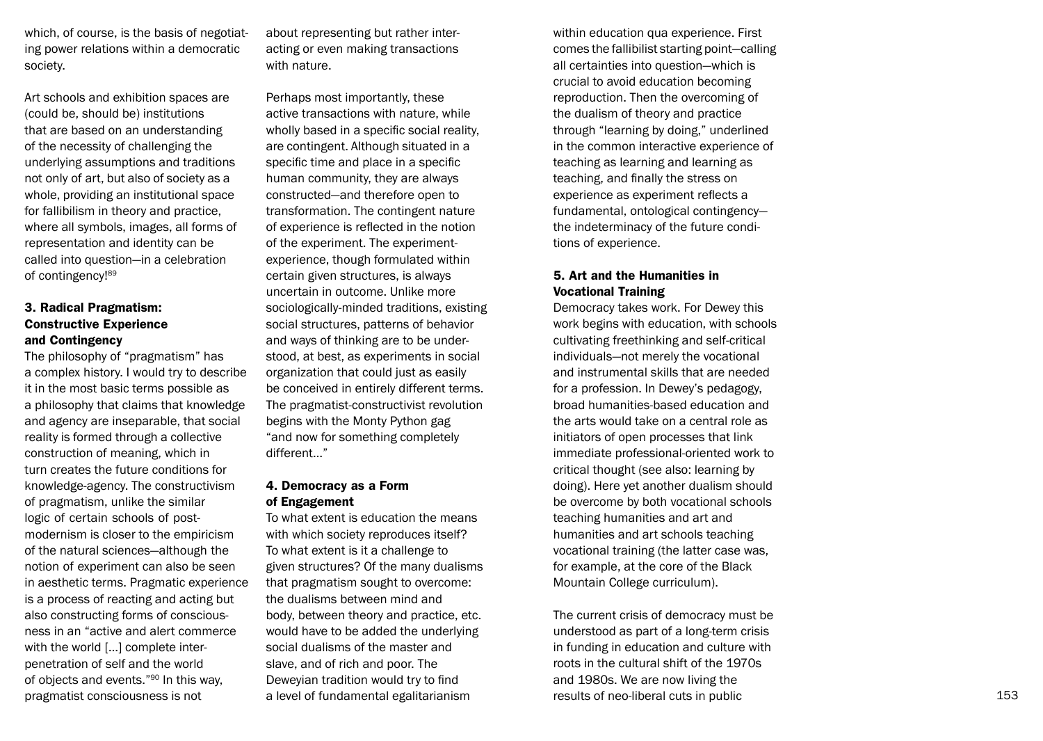which, of course, is the basis of negotiating power relations within a democratic society.

Art schools and exhibition spaces are (could be, should be) institutions that are based on an understanding of the necessity of challenging the underlying assumptions and traditions not only of art, but also of society as a whole, providing an institutional space for fallibilism in theory and practice, where all symbols, images, all forms of representation and identity can be called into question—in a celebration of contingency![89]

### 3. Radical Pragmatism: Constructive Experience and Contingency

The philosophy of "pragmatism" has a complex history. I would try to describe it in the most basic terms possible as a philosophy that claims that knowledge and agency are inseparable, that social reality is formed through a collective construction of meaning, which in turn creates the future conditions for knowledge-agency. The constructivism of pragmatism, unlike the similar logic of certain schools of postmodernism is closer to the empiricism of the natural sciences—although the notion of experiment can also be seen in aesthetic terms. Pragmatic experience is a process of reacting and acting but also constructing forms of consciousness in an "active and alert commerce with the world […] complete interpenetration of self and the world of objects and events."[90] In this way, pragmatist consciousness is not about representing but rather interacting or even making transactions with nature.

Perhaps most importantly, these active transactions with nature, while wholly based in a specific social reality, are contingent. Although situated in a specific time and place in a specific human community, they are always constructed—and therefore open to transformation. The contingent nature of experience is reflected in the notion of the experiment. The experiment-experience, though formulated within certain given structures, is always uncertain in outcome. Unlike more sociologically-minded traditions, existing social structures, patterns of behavior and ways of thinking are to be understood, at best, as experiments in social organization that could just as easily be conceived in entirely different terms. The pragmatist-constructivist revolution begins with the Monty Python gag "and now for something completely different…"

### 4. Democracy as a Form of Engagement

To what extent is education the means with which society reproduces itself? To what extent is it a challenge to given structures? Of the many dualisms that pragmatism sought to overcome: the dualisms between mind and body, between theory and practice, etc. would have to be added the underlying social dualisms of the master and slave, and of rich and poor. The Deweyian tradition would try to find a level of fundamental egalitarianism within education qua experience. First comes the fallibilist starting point—calling all certainties into question—which is crucial to avoid education becoming reproduction. Then the overcoming of the dualism of theory and practice through "learning by doing," underlined in the common interactive experience of teaching as learning and learning as teaching, and finally the stress on experience as experiment reflects a fundamental, ontological contingency—the indeterminacy of the future conditions of experience.

### 5. Art and the Humanities in Vocational Training

Democracy takes work. For Dewey this work begins with education, with schools cultivating freethinking and self-critical individuals—not merely the vocational and instrumental skills that are needed for a profession. In Dewey's pedagogy, broad humanities-based education and the arts would take on a central role as initiators of open processes that link immediate professional-oriented work to critical thought (see also: learning by doing). Here yet another dualism should be overcome by both vocational schools teaching humanities and art and humanities and art schools teaching vocational training (the latter case was, for example, at the core of the Black Mountain College curriculum).

The current crisis of democracy must be understood as part of a long-term crisis in funding in education and culture with roots in the cultural shift of the 1970s and 1980s. We are now living the results of neo-liberal cuts in public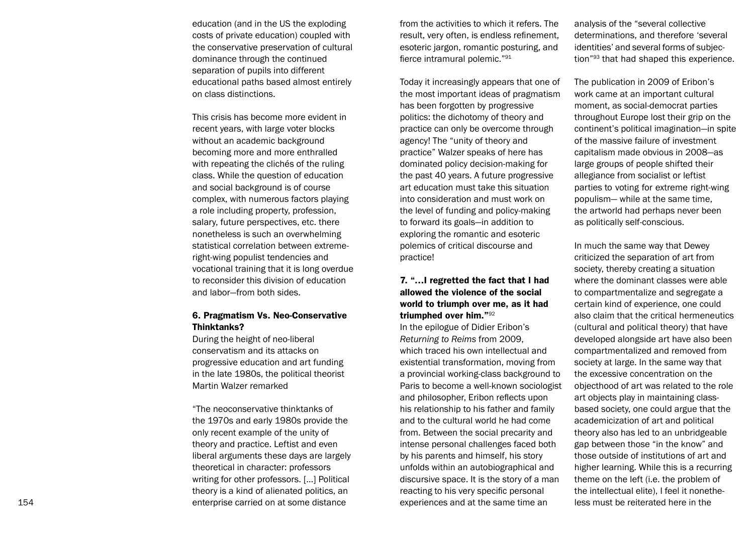education (and in the US the exploding costs of private education) coupled with the conservative preservation of cultural dominance through the continued separation of pupils into different educational paths based almost entirely on class distinctions.

This crisis has become more evident in recent years, with large voter blocks without an academic background becoming more and more enthralled with repeating the clichés of the ruling class. While the question of education and social background is of course complex, with numerous factors playing a role including property, profession, salary, future perspectives, etc. there nonetheless is such an overwhelming statistical correlation between extreme-right-wing populist tendencies and vocational training that it is long overdue to reconsider this division of education and labor—from both sides.

### 6. Pragmatism Vs. Neo-Conservative Thinktanks?

During the height of neo-liberal conservatism and its attacks on progressive education and art funding in the late 1980s, the political theorist Martin Walzer remarked

"The neoconservative thinktanks of the 1970s and early 1980s provide the only recent example of the unity of theory and practice. Leftist and even liberal arguments these days are largely theoretical in character: professors writing for other professors. [...] Political theory is a kind of alienated politics, an enterprise carried on at some distance from the activities to which it refers. The result, very often, is endless refinement, esoteric jargon, romantic posturing, and fierce intramural polemic."[91]

Today it increasingly appears that one of the most important ideas of pragmatism has been forgotten by progressive politics: the dichotomy of theory and practice can only be overcome through agency! The "unity of theory and practice" Walzer speaks of here has dominated policy decision-making for the past 40 years. A future progressive art education must take this situation into consideration and must work on the level of funding and policy-making to forward its goals—in addition to exploring the romantic and esoteric polemics of critical discourse and practice!

### 7. "…I regretted the fact that I had allowed the violence of the social world to triumph over me, as it had triumphed over him."[92]

In the epilogue of Didier Eribon's *Returning to Reims* from 2009, which traced his own intellectual and existential transformation, moving from a provincial working-class background to Paris to become a well-known sociologist and philosopher, Eribon reflects upon his relationship to his father and family and to the cultural world he had come from. Between the social precarity and intense personal challenges faced both by his parents and himself, his story unfolds within an autobiographical and discursive space. It is the story of a man reacting to his very specific personal experiences and at the same time an analysis of the "several collective determinations, and therefore 'several identities' and several forms of subjection"[93] that had shaped this experience.

The publication in 2009 of Eribon's work came at an important cultural moment, as social-democrat parties throughout Europe lost their grip on the continent's political imagination—in spite of the massive failure of investment capitalism made obvious in 2008—as large groups of people shifted their allegiance from socialist or leftist parties to voting for extreme right-wing populism— while at the same time, the artworld had perhaps never been as politically self-conscious.

In much the same way that Dewey criticized the separation of art from society, thereby creating a situation where the dominant classes were able to compartmentalize and segregate a certain kind of experience, one could also claim that the critical hermeneutics (cultural and political theory) that have developed alongside art have also been compartmentalized and removed from society at large. In the same way that the excessive concentration on the objecthood of art was related to the role art objects play in maintaining class-based society, one could argue that the academicization of art and political theory also has led to an unbridgeable gap between those "in the know" and those outside of institutions of art and higher learning. While this is a recurring theme on the left (i.e. the problem of the intellectual elite), I feel it nonetheless must be reiterated here in the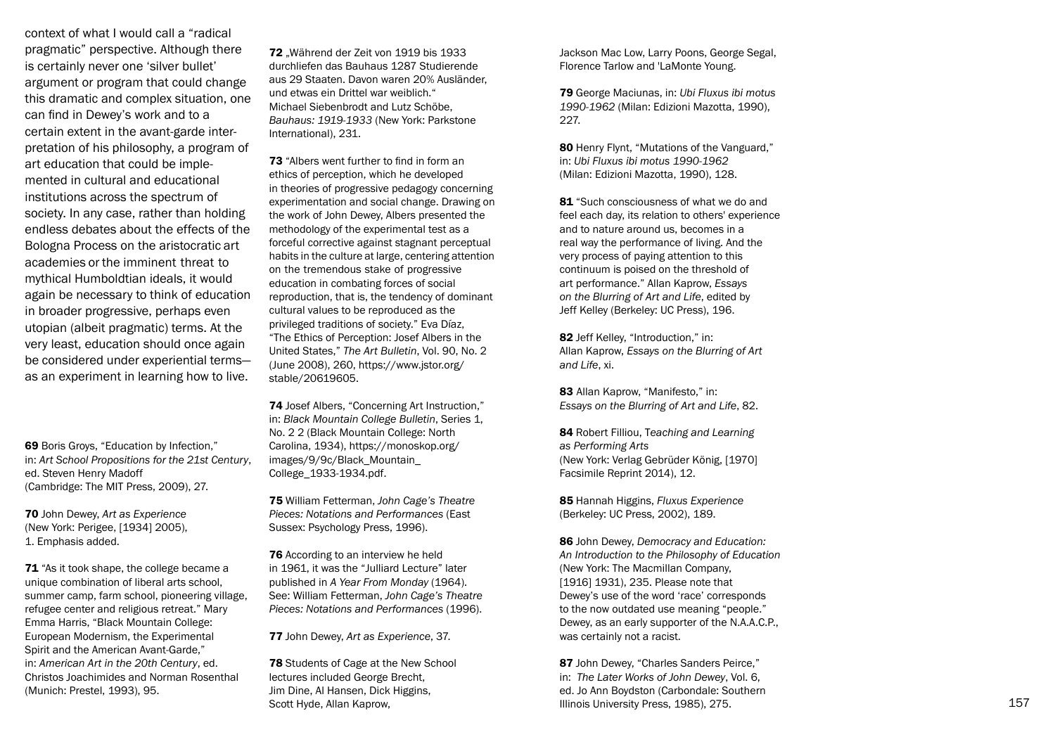context of what I would call a "radical pragmatic" perspective. Although there is certainly never one 'silver bullet' argument or program that could change this dramatic and complex situation, one can find in Dewey's work and to a certain extent in the avant-garde interpretation of his philosophy, a program of art education that could be implemented in cultural and educational institutions across the spectrum of society. In any case, rather than holding endless debates about the effects of the Bologna Process on the aristocratic art academies or the imminent threat to mythical Humboldtian ideals, it would again be necessary to think of education in broader progressive, perhaps even utopian (albeit pragmatic) terms. At the very least, education should once again be considered under experiential terms—as an experiment in learning how to live.

**69** Boris Groys, "Education by Infection," in: *Art School Propositions for the 21st Century*, ed. Steven Henry Madoff (Cambridge: The MIT Press, 2009), 27.

**70** John Dewey, *Art as Experience* (New York: Perigee, [1934] 2005), 1. Emphasis added.

**71** "As it took shape, the college became a unique combination of liberal arts school, summer camp, farm school, pioneering village, refugee center and religious retreat." Mary Emma Harris, "Black Mountain College: European Modernism, the Experimental Spirit and the American Avant-Garde," in: *American Art in the 20th Century*, ed. Christos Joachimides and Norman Rosenthal (Munich: Prestel, 1993), 95.

**72** „Während der Zeit von 1919 bis 1933 durchliefen das Bauhaus 1287 Studierende aus 29 Staaten. Davon waren 20% Ausländer, und etwas ein Drittel war weiblich." Michael Siebenbrodt and Lutz Schöbe, *Bauhaus: 1919-1933* (New York: Parkstone International), 231.

**73** "Albers went further to find in form an ethics of perception, which he developed in theories of progressive pedagogy concerning experimentation and social change. Drawing on the work of John Dewey, Albers presented the methodology of the experimental test as a forceful corrective against stagnant perceptual habits in the culture at large, centering attention on the tremendous stake of progressive education in combating forces of social reproduction, that is, the tendency of dominant cultural values to be reproduced as the privileged traditions of society." Eva Díaz, "The Ethics of Perception: Josef Albers in the United States," *The Art Bulletin*, Vol. 90, No. 2 (June 2008), 260, https://www.jstor.org/stable/20619605.

**74** Josef Albers, "Concerning Art Instruction," in: *Black Mountain College Bulletin*, Series 1, No. 2 2 (Black Mountain College: North Carolina, 1934), https://monoskop.org/images/9/9c/Black_Mountain_College_1933-1934.pdf.

**75** William Fetterman, *John Cage's Theatre Pieces: Notations and Performances* (East Sussex: Psychology Press, 1996).

**76** According to an interview he held in 1961, it was the "Julliard Lecture" later published in *A Year From Monday* (1964). See: William Fetterman, *John Cage's Theatre Pieces: Notations and Performances* (1996).

**77** John Dewey, *Art as Experience*, 37.

**78** Students of Cage at the New School lectures included George Brecht, Jim Dine, Al Hansen, Dick Higgins, Scott Hyde, Allan Kaprow, Jackson Mac Low, Larry Poons, George Segal, Florence Tarlow and 'LaMonte Young.

**79** George Maciunas, in: *Ubi Fluxus ibi motus 1990-1962* (Milan: Edizioni Mazotta, 1990), 227.

**80** Henry Flynt, "Mutations of the Vanguard," in: *Ubi Fluxus ibi motus 1990-1962* (Milan: Edizioni Mazotta, 1990), 128.

**81** "Such consciousness of what we do and feel each day, its relation to others' experience and to nature around us, becomes in a real way the performance of living. And the very process of paying attention to this continuum is poised on the threshold of art performance." Allan Kaprow, *Essays on the Blurring of Art and Life*, edited by Jeff Kelley (Berkeley: UC Press), 196.

**82** Jeff Kelley, "Introduction," in: Allan Kaprow, *Essays on the Blurring of Art and Life*, xi.

**83** Allan Kaprow, "Manifesto," in: *Essays on the Blurring of Art and Life*, 82.

**84** Robert Filliou, T*eaching and Learning as Performing Arts* (New York: Verlag Gebrüder König, [1970] Facsimile Reprint 2014), 12.

**85** Hannah Higgins, *Fluxus Experience* (Berkeley: UC Press, 2002), 189.

**86** John Dewey, *Democracy and Education: An Introduction to the Philosophy of Education* (New York: The Macmillan Company, [1916] 1931), 235. Please note that Dewey's use of the word 'race' corresponds to the now outdated use meaning "people." Dewey, as an early supporter of the N.A.A.C.P., was certainly not a racist.

**87** John Dewey, "Charles Sanders Peirce," in: *The Later Works of John Dewey*, Vol. 6, ed. Jo Ann Boydston (Carbondale: Southern Illinois University Press, 1985), 275.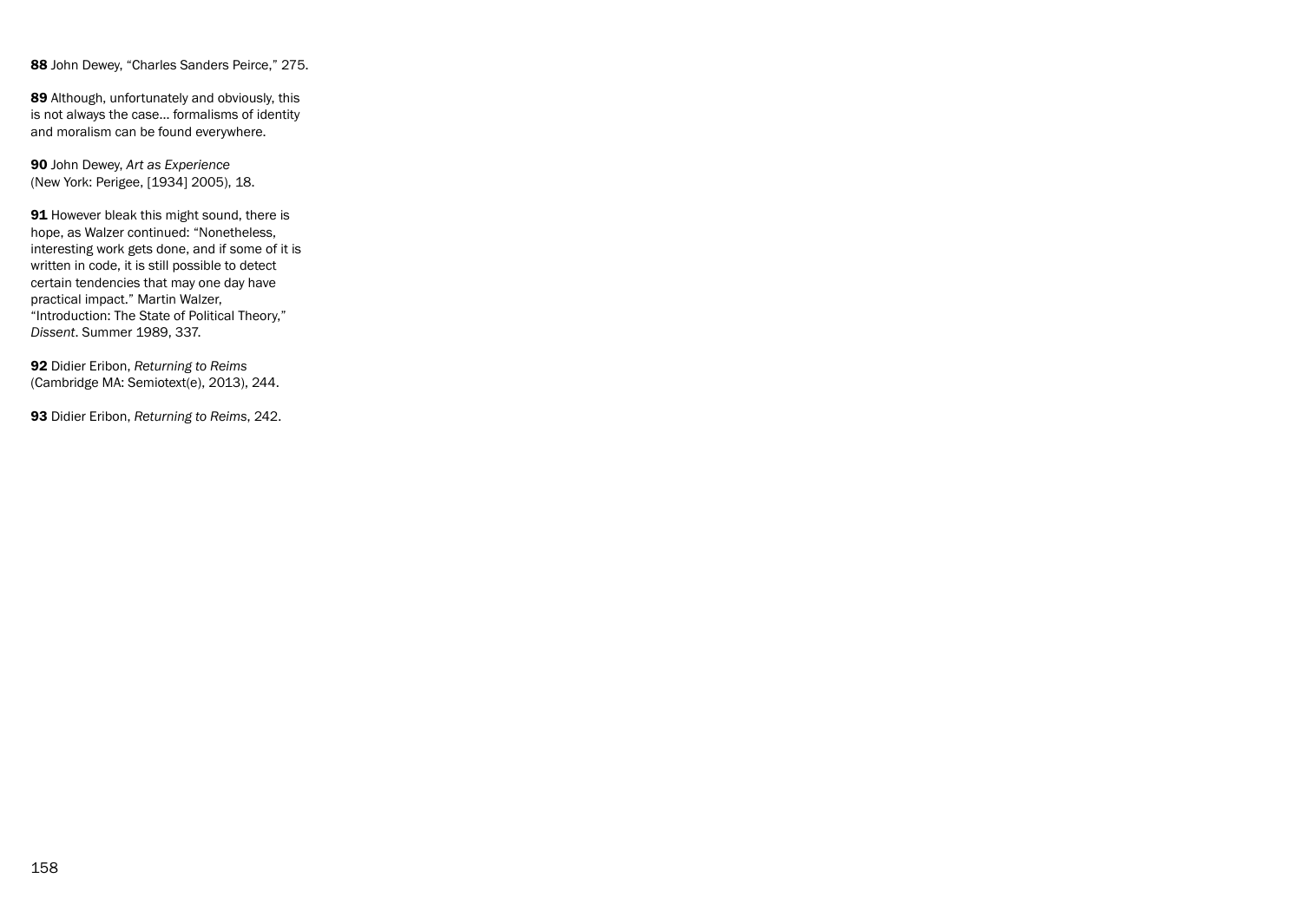**88** John Dewey, “Charles Sanders Peirce,” 275.

**89** Although, unfortunately and obviously, this is not always the case… formalisms of identity and moralism can be found everywhere.

**90** John Dewey, *Art as Experience* (New York: Perigee, [1934] 2005), 18.

**91** However bleak this might sound, there is hope, as Walzer continued: “Nonetheless, interesting work gets done, and if some of it is written in code, it is still possible to detect certain tendencies that may one day have practical impact.” Martin Walzer, “Introduction: The State of Political Theory,” *Dissent*. Summer 1989, 337.

**92** Didier Eribon, *Returning to Reims* (Cambridge MA: Semiotext(e), 2013), 244.

**93** Didier Eribon, *Returning to Reims*, 242.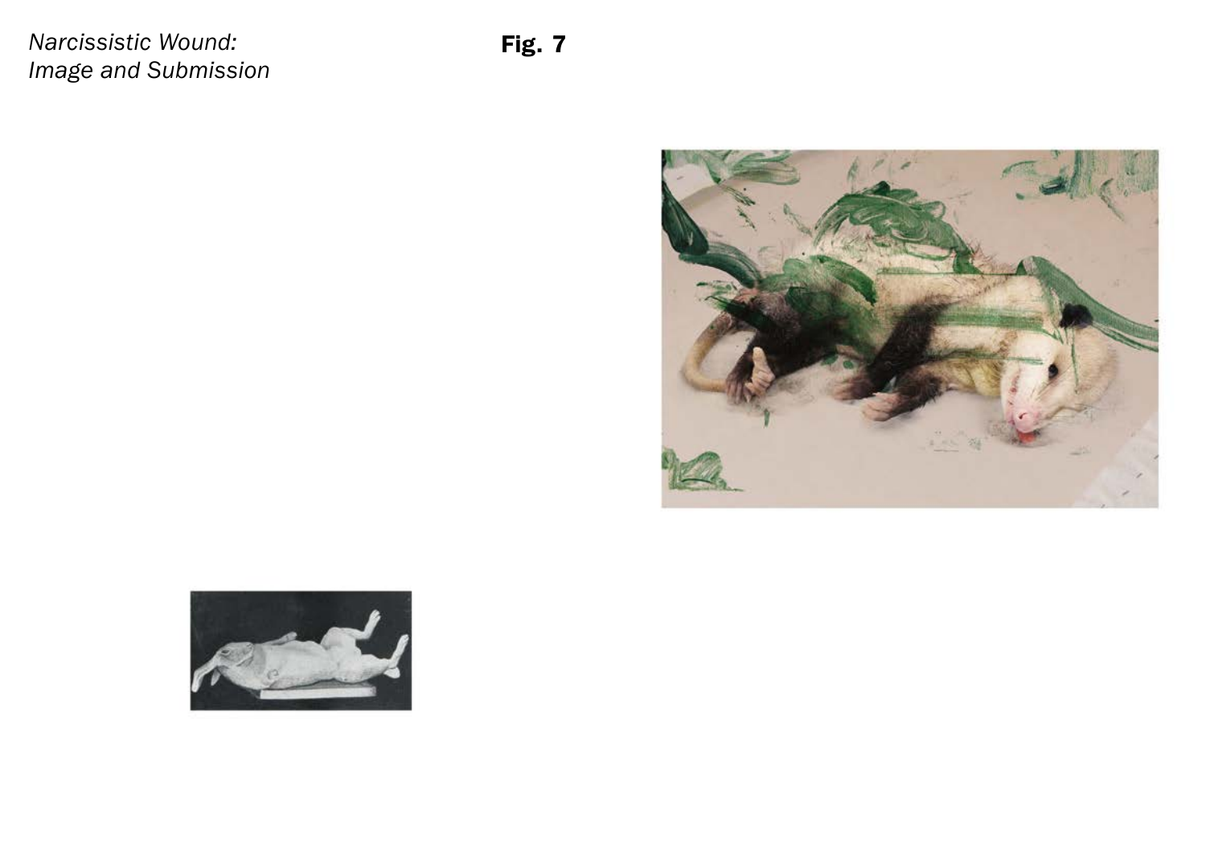*Narcissistic Wound:*
*Image and Submission*

**Fig. 7**